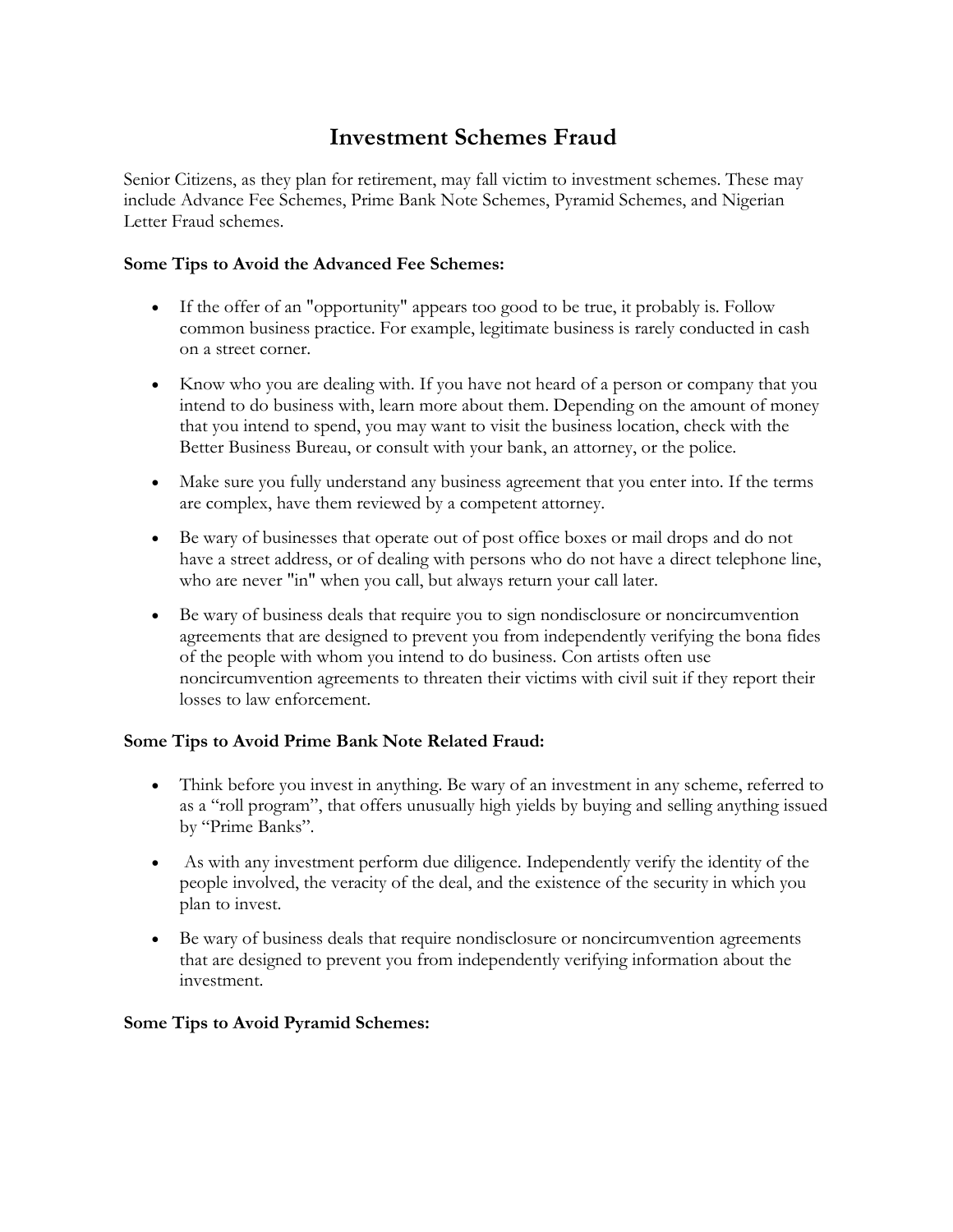# Investment Schemes Fraud

Senior Citizens, as they plan for retirement, may fall victim to investment schemes. These may include Advance Fee Schemes, Prime Bank Note Schemes, Pyramid Schemes, and Nigerian Letter Fraud schemes.

**Some Tips to Avoid the Advanced Fee Schemes:**

- If the offer of an "opportunity" appears too good to be true, it probably is. Follow common business practice. For example, legitimate business is rarely conducted in cash on a street corner.
- Know who you are dealing with. If you have not heard of a person or company that you intend to do business with, learn more about them. Depending on the amount of money that you intend to spend, you may want to visit the business location, check with the Better Business Bureau, or consult with your bank, an attorney, or the police.
- Make sure you fully understand any business agreement that you enter into. If the terms are complex, have them reviewed by a competent attorney.
- Be wary of businesses that operate out of post office boxes or mail drops and do not have a street address, or of dealing with persons who do not have a direct telephone line, who are never "in" when you call, but always return your call later.
- Be wary of business deals that require you to sign nondisclosure or noncircumvention agreements that are designed to prevent you from independently verifying the bona fides of the people with whom you intend to do business. Con artists often use noncircumvention agreements to threaten their victims with civil suit if they report their losses to law enforcement.

**Some Tips to Avoid Prime Bank Note Related Fraud:**

- Think before you invest in anything. Be wary of an investment in any scheme, referred to as a "roll program", that offers unusually high yields by buying and selling anything issued by "Prime Banks".
- As with any investment perform due diligence. Independently verify the identity of the people involved, the veracity of the deal, and the existence of the security in which you plan to invest.
- Be wary of business deals that require nondisclosure or noncircumvention agreements that are designed to prevent you from independently verifying information about the investment.

**Some Tips to Avoid Pyramid Schemes:**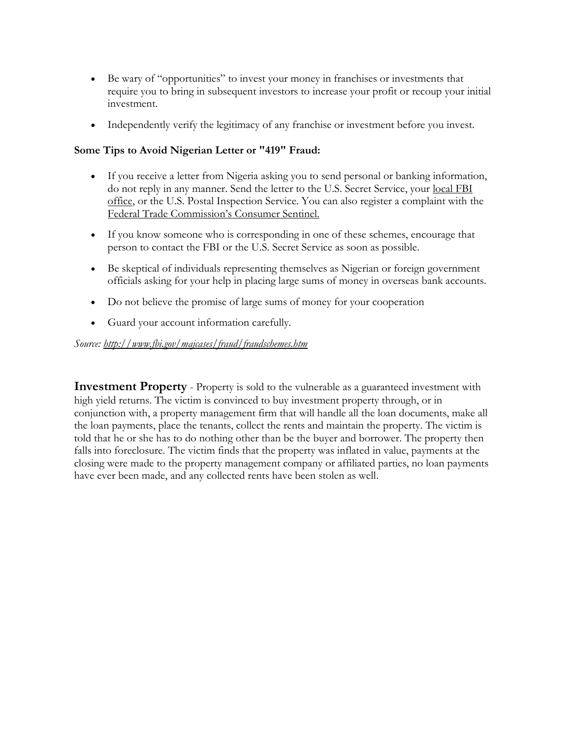- Be wary of "opportunities" to invest your money in franchises or investments that require you to bring in subsequent investors to increase your profit or recoup your initial investment.
- Independently verify the legitimacy of any franchise or investment before you invest.

**Some Tips to Avoid Nigerian Letter or "419" Fraud:**

- If you receive a letter from Nigeria asking you to send personal or banking information, do not reply in any manner. Send the letter to the U.S. Secret Service, your local FBI office, or the U.S. Postal Inspection Service. You can also register a complaint with the Federal Trade Commission's Consumer Sentinel.
- If you know someone who is corresponding in one of these schemes, encourage that person to contact the FBI or the U.S. Secret Service as soon as possible.
- Be skeptical of individuals representing themselves as Nigerian or foreign government officials asking for your help in placing large sums of money in overseas bank accounts.
- Do not believe the promise of large sums of money for your cooperation
- Guard your account information carefully.

*Source: http://www.fbi.gov/majcases/fraud/fraudschemes.htm*

**Investment Property** - Property is sold to the vulnerable as a guaranteed investment with high yield returns. The victim is convinced to buy investment property through, or in conjunction with, a property management firm that will handle all the loan documents, make all the loan payments, place the tenants, collect the rents and maintain the property. The victim is told that he or she has to do nothing other than be the buyer and borrower. The property then falls into foreclosure. The victim finds that the property was inflated in value, payments at the closing were made to the property management company or affiliated parties, no loan payments have ever been made, and any collected rents have been stolen as well.